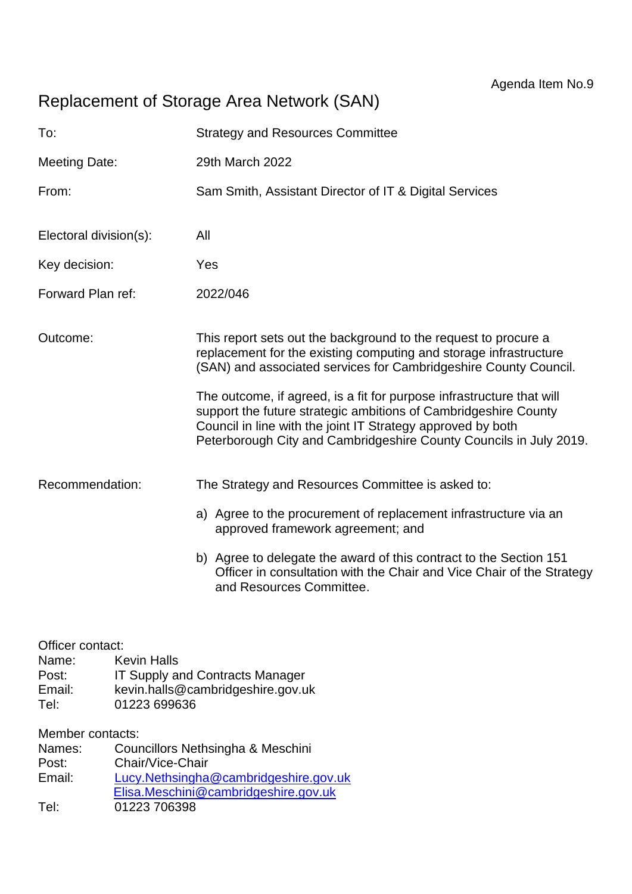Agenda Item No.9

# Replacement of Storage Area Network (SAN)

| | |
|---|---|
| To: | Strategy and Resources Committee |
| Meeting Date: | 29th March 2022 |
| From: | Sam Smith, Assistant Director of IT & Digital Services |
| Electoral division(s): | All |
| Key decision: | Yes |
| Forward Plan ref: | 2022/046 |

Outcome:

This report sets out the background to the request to procure a replacement for the existing computing and storage infrastructure (SAN) and associated services for Cambridgeshire County Council.

The outcome, if agreed, is a fit for purpose infrastructure that will support the future strategic ambitions of Cambridgeshire County Council in line with the joint IT Strategy approved by both Peterborough City and Cambridgeshire County Councils in July 2019.

Recommendation:

The Strategy and Resources Committee is asked to:

a) Agree to the procurement of replacement infrastructure via an approved framework agreement; and

b) Agree to delegate the award of this contract to the Section 151 Officer in consultation with the Chair and Vice Chair of the Strategy and Resources Committee.

Officer contact:
Name: Kevin Halls
Post: IT Supply and Contracts Manager
Email: kevin.halls@cambridgeshire.gov.uk
Tel: 01223 699636

Member contacts:
Names: Councillors Nethsingha & Meschini
Post: Chair/Vice-Chair
Email: Lucy.Nethsingha@cambridgeshire.gov.uk
Elisa.Meschini@cambridgeshire.gov.uk
Tel: 01223 706398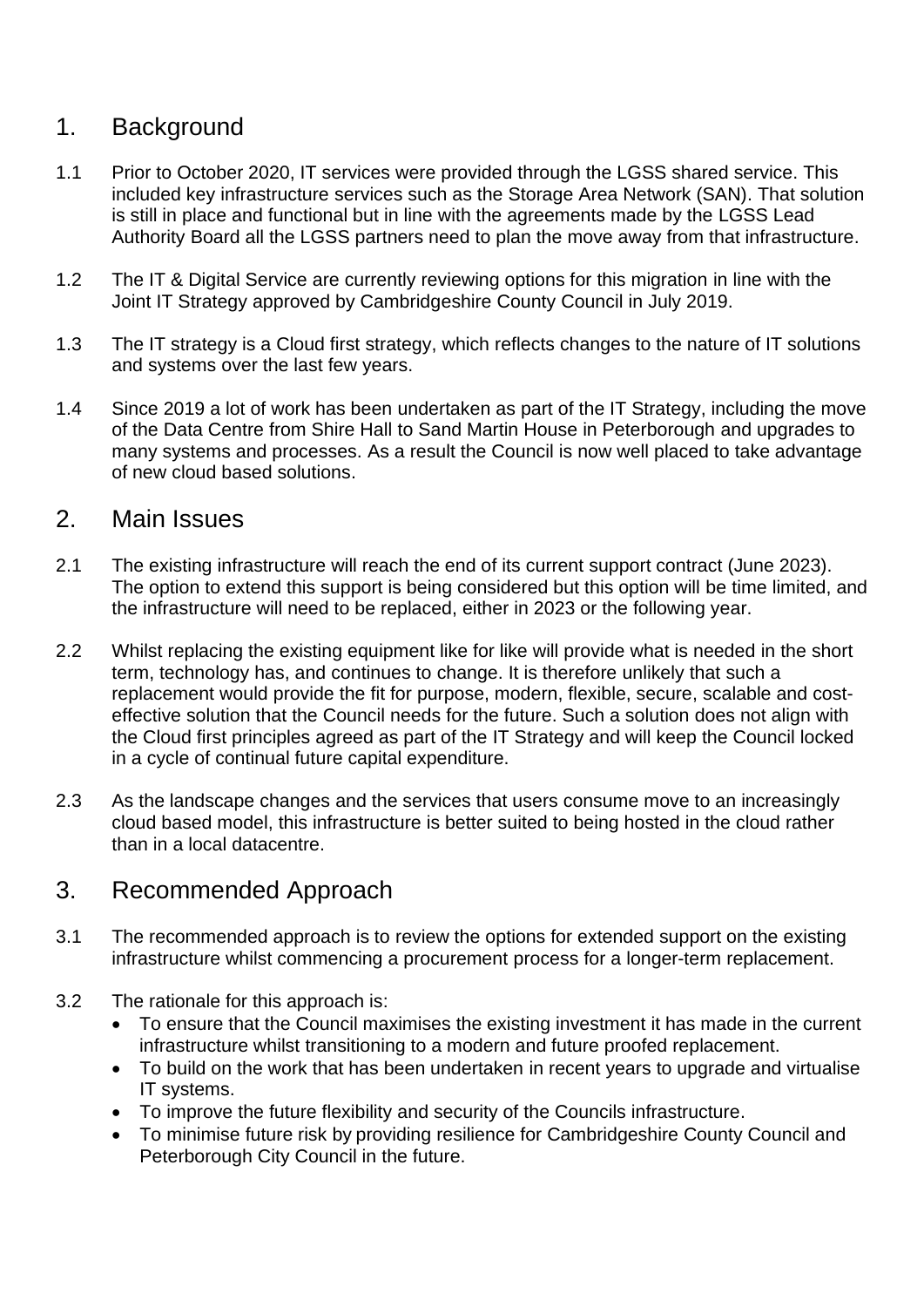## 1. Background

1.1 Prior to October 2020, IT services were provided through the LGSS shared service. This included key infrastructure services such as the Storage Area Network (SAN). That solution is still in place and functional but in line with the agreements made by the LGSS Lead Authority Board all the LGSS partners need to plan the move away from that infrastructure.

1.2 The IT & Digital Service are currently reviewing options for this migration in line with the Joint IT Strategy approved by Cambridgeshire County Council in July 2019.

1.3 The IT strategy is a Cloud first strategy, which reflects changes to the nature of IT solutions and systems over the last few years.

1.4 Since 2019 a lot of work has been undertaken as part of the IT Strategy, including the move of the Data Centre from Shire Hall to Sand Martin House in Peterborough and upgrades to many systems and processes. As a result the Council is now well placed to take advantage of new cloud based solutions.

## 2. Main Issues

2.1 The existing infrastructure will reach the end of its current support contract (June 2023). The option to extend this support is being considered but this option will be time limited, and the infrastructure will need to be replaced, either in 2023 or the following year.

2.2 Whilst replacing the existing equipment like for like will provide what is needed in the short term, technology has, and continues to change. It is therefore unlikely that such a replacement would provide the fit for purpose, modern, flexible, secure, scalable and cost-effective solution that the Council needs for the future. Such a solution does not align with the Cloud first principles agreed as part of the IT Strategy and will keep the Council locked in a cycle of continual future capital expenditure.

2.3 As the landscape changes and the services that users consume move to an increasingly cloud based model, this infrastructure is better suited to being hosted in the cloud rather than in a local datacentre.

## 3. Recommended Approach

3.1 The recommended approach is to review the options for extended support on the existing infrastructure whilst commencing a procurement process for a longer-term replacement.

3.2 The rationale for this approach is:

- To ensure that the Council maximises the existing investment it has made in the current infrastructure whilst transitioning to a modern and future proofed replacement.
- To build on the work that has been undertaken in recent years to upgrade and virtualise IT systems.
- To improve the future flexibility and security of the Councils infrastructure.
- To minimise future risk by providing resilience for Cambridgeshire County Council and Peterborough City Council in the future.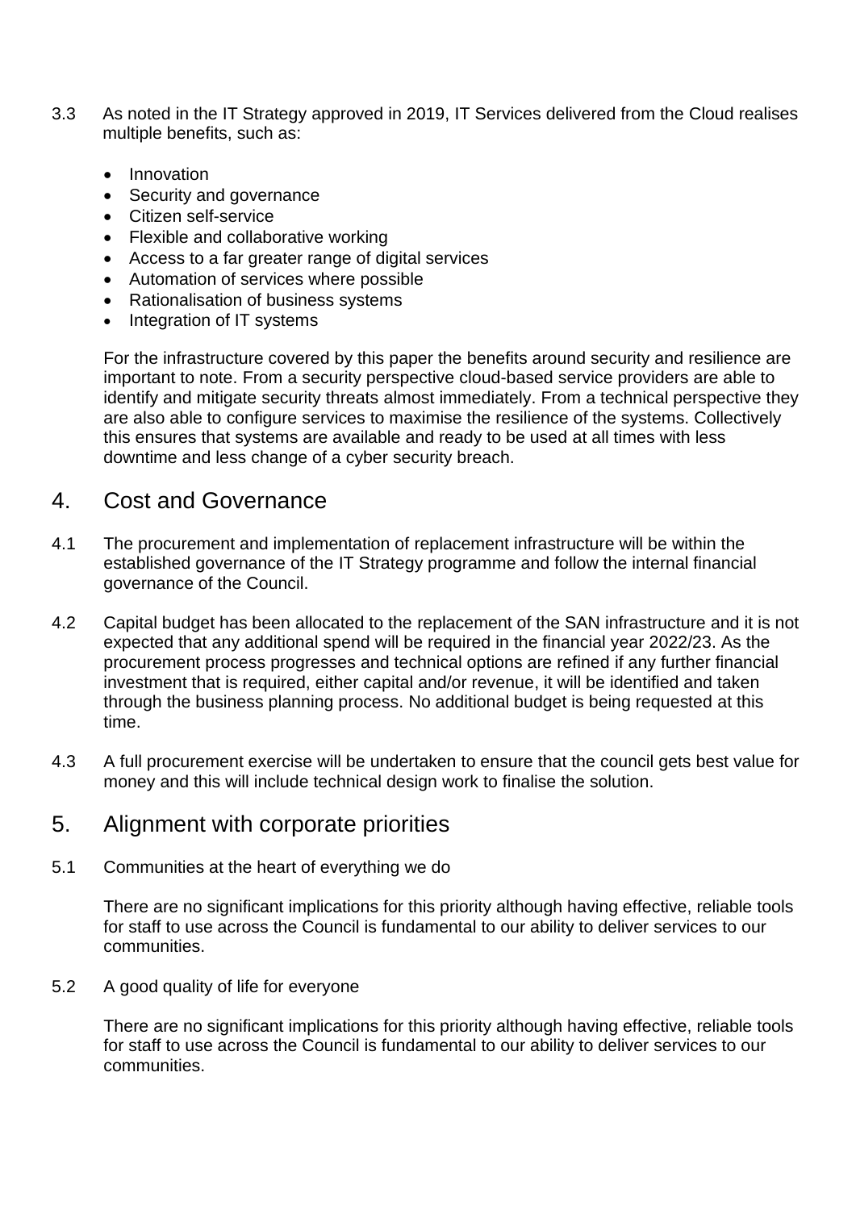3.3 As noted in the IT Strategy approved in 2019, IT Services delivered from the Cloud realises multiple benefits, such as:

- Innovation
- Security and governance
- Citizen self-service
- Flexible and collaborative working
- Access to a far greater range of digital services
- Automation of services where possible
- Rationalisation of business systems
- Integration of IT systems

For the infrastructure covered by this paper the benefits around security and resilience are important to note. From a security perspective cloud-based service providers are able to identify and mitigate security threats almost immediately. From a technical perspective they are also able to configure services to maximise the resilience of the systems. Collectively this ensures that systems are available and ready to be used at all times with less downtime and less change of a cyber security breach.

## 4. Cost and Governance

4.1 The procurement and implementation of replacement infrastructure will be within the established governance of the IT Strategy programme and follow the internal financial governance of the Council.

4.2 Capital budget has been allocated to the replacement of the SAN infrastructure and it is not expected that any additional spend will be required in the financial year 2022/23. As the procurement process progresses and technical options are refined if any further financial investment that is required, either capital and/or revenue, it will be identified and taken through the business planning process. No additional budget is being requested at this time.

4.3 A full procurement exercise will be undertaken to ensure that the council gets best value for money and this will include technical design work to finalise the solution.

## 5. Alignment with corporate priorities

5.1 Communities at the heart of everything we do

There are no significant implications for this priority although having effective, reliable tools for staff to use across the Council is fundamental to our ability to deliver services to our communities.

5.2 A good quality of life for everyone

There are no significant implications for this priority although having effective, reliable tools for staff to use across the Council is fundamental to our ability to deliver services to our communities.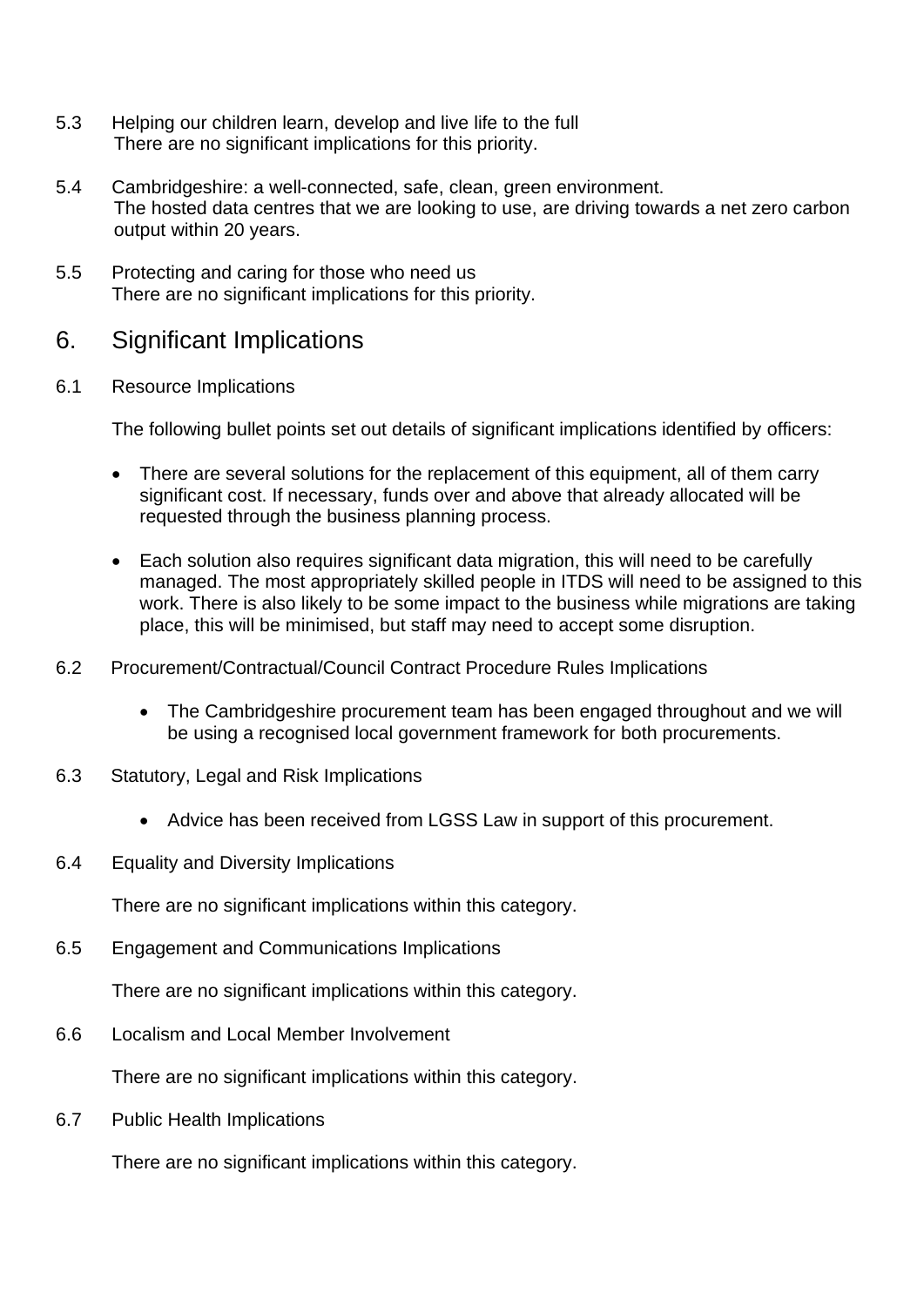5.3 Helping our children learn, develop and live life to the full

There are no significant implications for this priority.

5.4 Cambridgeshire: a well-connected, safe, clean, green environment.

The hosted data centres that we are looking to use, are driving towards a net zero carbon output within 20 years.

5.5 Protecting and caring for those who need us

There are no significant implications for this priority.

## 6. Significant Implications

6.1 Resource Implications

The following bullet points set out details of significant implications identified by officers:

- There are several solutions for the replacement of this equipment, all of them carry significant cost. If necessary, funds over and above that already allocated will be requested through the business planning process.
- Each solution also requires significant data migration, this will need to be carefully managed. The most appropriately skilled people in ITDS will need to be assigned to this work. There is also likely to be some impact to the business while migrations are taking place, this will be minimised, but staff may need to accept some disruption.

6.2 Procurement/Contractual/Council Contract Procedure Rules Implications

- The Cambridgeshire procurement team has been engaged throughout and we will be using a recognised local government framework for both procurements.

6.3 Statutory, Legal and Risk Implications

- Advice has been received from LGSS Law in support of this procurement.

6.4 Equality and Diversity Implications

There are no significant implications within this category.

6.5 Engagement and Communications Implications

There are no significant implications within this category.

6.6 Localism and Local Member Involvement

There are no significant implications within this category.

6.7 Public Health Implications

There are no significant implications within this category.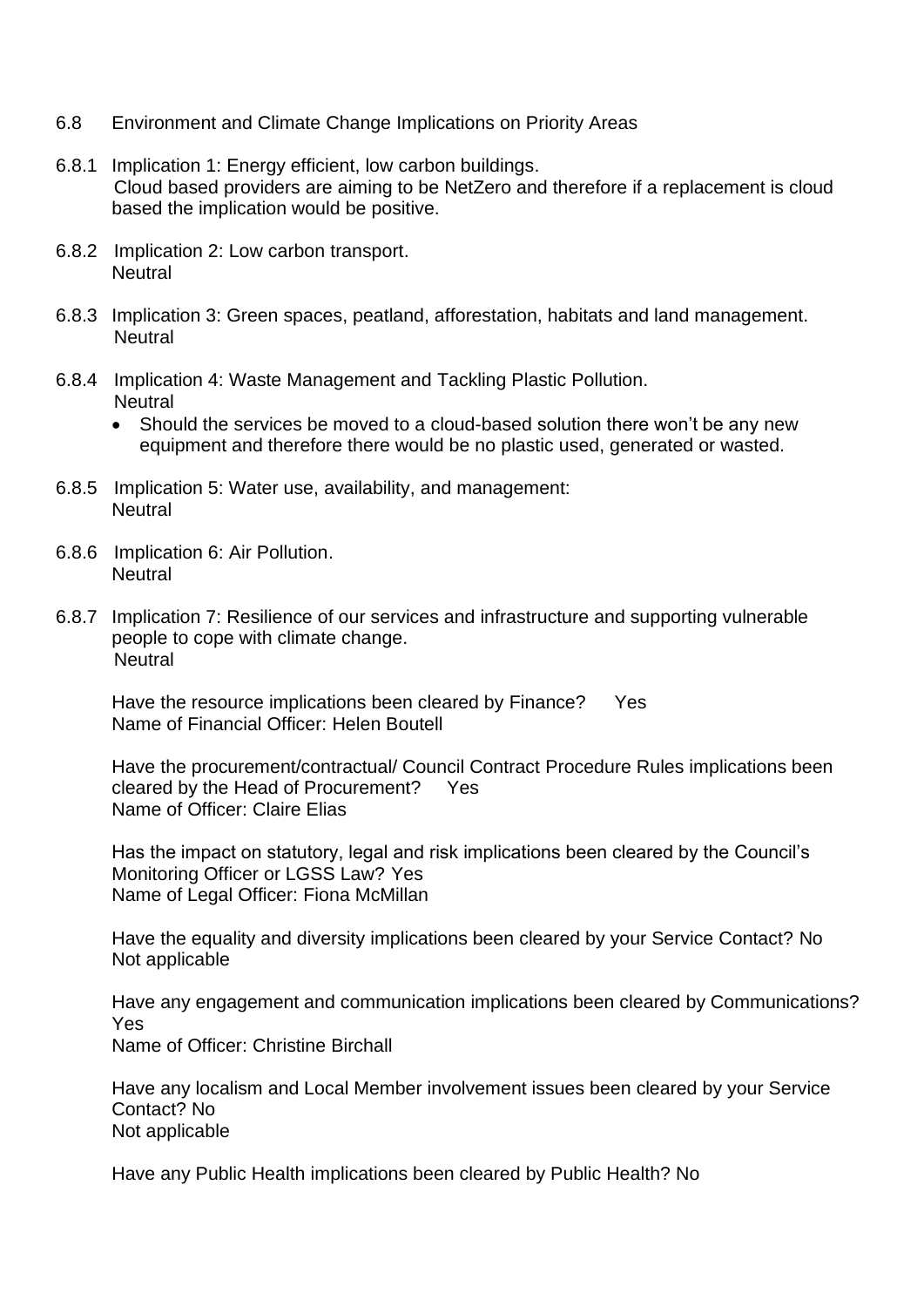## 6.8 Environment and Climate Change Implications on Priority Areas

6.8.1 Implication 1: Energy efficient, low carbon buildings.
Cloud based providers are aiming to be NetZero and therefore if a replacement is cloud based the implication would be positive.

6.8.2 Implication 2: Low carbon transport.
Neutral

6.8.3 Implication 3: Green spaces, peatland, afforestation, habitats and land management.
Neutral

6.8.4 Implication 4: Waste Management and Tackling Plastic Pollution.
Neutral

- Should the services be moved to a cloud-based solution there won't be any new equipment and therefore there would be no plastic used, generated or wasted.

6.8.5 Implication 5: Water use, availability, and management:
Neutral

6.8.6 Implication 6: Air Pollution.
Neutral

6.8.7 Implication 7: Resilience of our services and infrastructure and supporting vulnerable people to cope with climate change.
Neutral

Have the resource implications been cleared by Finance? Yes
Name of Financial Officer: Helen Boutell

Have the procurement/contractual/ Council Contract Procedure Rules implications been cleared by the Head of Procurement? Yes
Name of Officer: Claire Elias

Has the impact on statutory, legal and risk implications been cleared by the Council's Monitoring Officer or LGSS Law? Yes
Name of Legal Officer: Fiona McMillan

Have the equality and diversity implications been cleared by your Service Contact? No
Not applicable

Have any engagement and communication implications been cleared by Communications? Yes
Name of Officer: Christine Birchall

Have any localism and Local Member involvement issues been cleared by your Service Contact? No
Not applicable

Have any Public Health implications been cleared by Public Health? No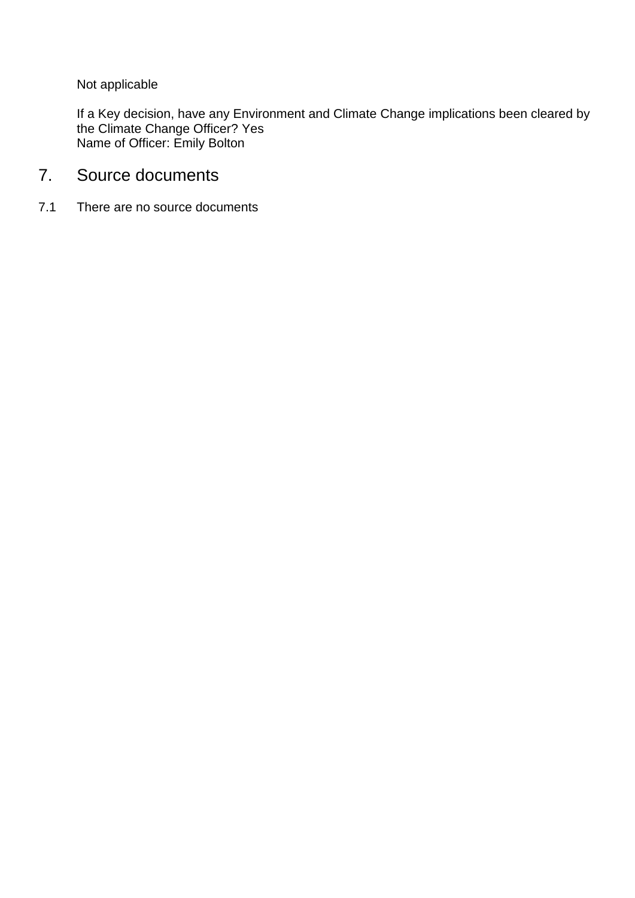Not applicable

If a Key decision, have any Environment and Climate Change implications been cleared by the Climate Change Officer? Yes
Name of Officer: Emily Bolton

## 7. Source documents

7.1 There are no source documents